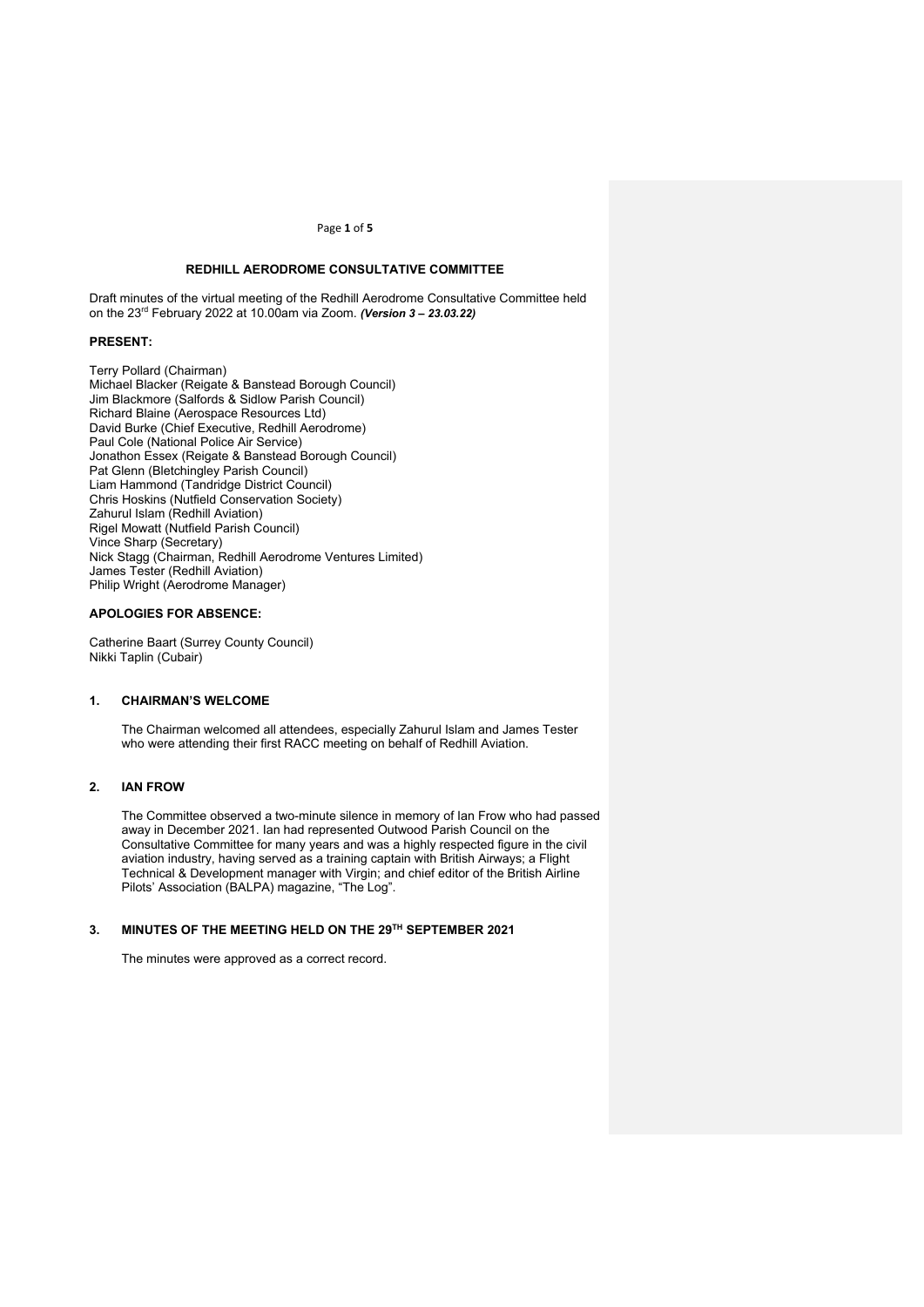# REDHILL AERODROME CONSULTATIVE COMMITTEE

Draft minutes of the virtual meeting of the Redhill Aerodrome Consultative Committee held on the 23rd February 2022 at 10.00am via Zoom. ***(Version 3 – 23.03.22)***

**PRESENT:**

Terry Pollard (Chairman)
Michael Blacker (Reigate & Banstead Borough Council)
Jim Blackmore (Salfords & Sidlow Parish Council)
Richard Blaine (Aerospace Resources Ltd)
David Burke (Chief Executive, Redhill Aerodrome)
Paul Cole (National Police Air Service)
Jonathon Essex (Reigate & Banstead Borough Council)
Pat Glenn (Bletchingley Parish Council)
Liam Hammond (Tandridge District Council)
Chris Hoskins (Nutfield Conservation Society)
Zahurul Islam (Redhill Aviation)
Rigel Mowatt (Nutfield Parish Council)
Vince Sharp (Secretary)
Nick Stagg (Chairman, Redhill Aerodrome Ventures Limited)
James Tester (Redhill Aviation)
Philip Wright (Aerodrome Manager)

**APOLOGIES FOR ABSENCE:**

Catherine Baart (Surrey County Council)
Nikki Taplin (Cubair)

## 1. CHAIRMAN'S WELCOME

The Chairman welcomed all attendees, especially Zahurul Islam and James Tester who were attending their first RACC meeting on behalf of Redhill Aviation.

## 2. IAN FROW

The Committee observed a two-minute silence in memory of Ian Frow who had passed away in December 2021. Ian had represented Outwood Parish Council on the Consultative Committee for many years and was a highly respected figure in the civil aviation industry, having served as a training captain with British Airways; a Flight Technical & Development manager with Virgin; and chief editor of the British Airline Pilots' Association (BALPA) magazine, "The Log".

## 3. MINUTES OF THE MEETING HELD ON THE 29TH SEPTEMBER 2021

The minutes were approved as a correct record.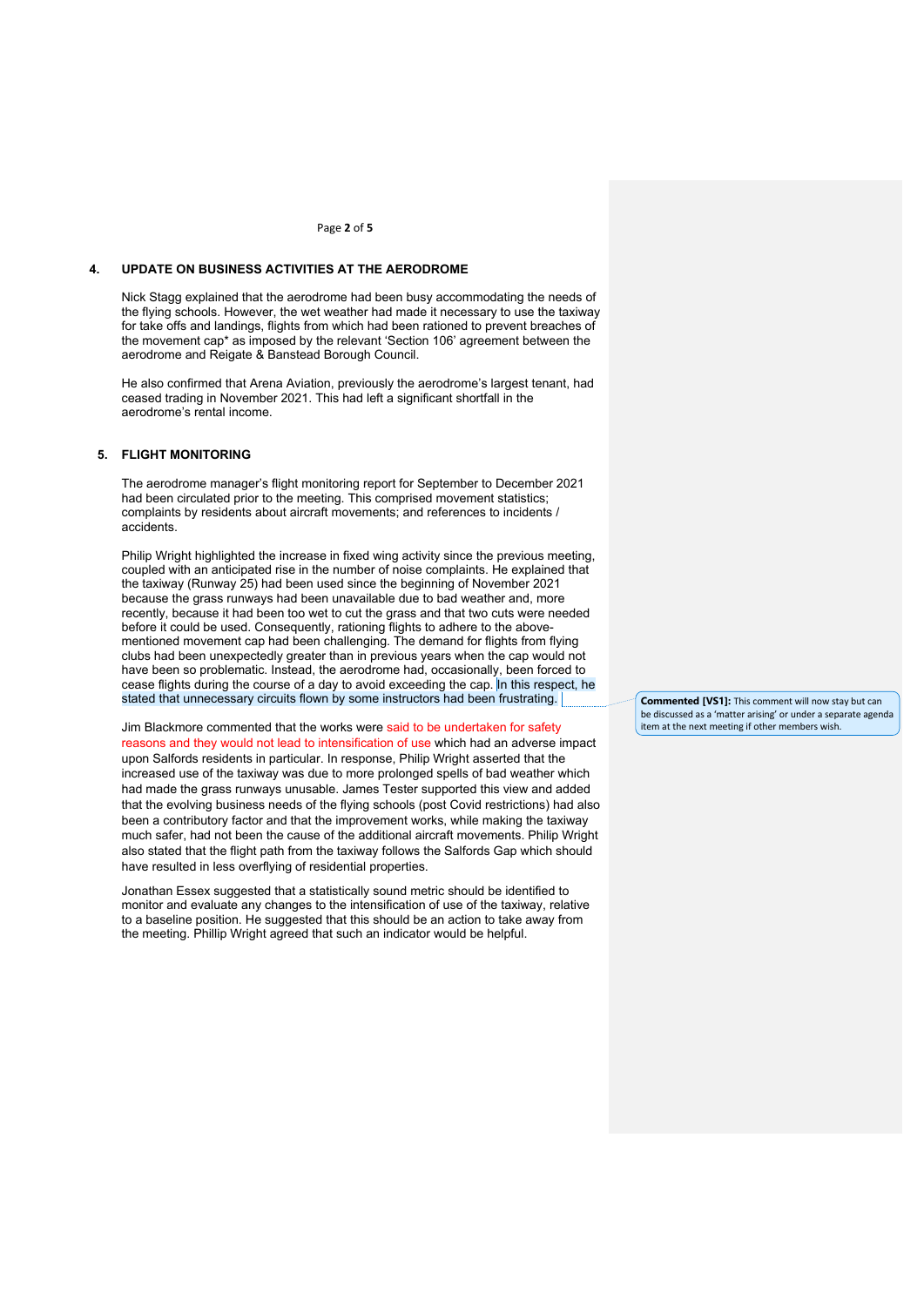## 4. UPDATE ON BUSINESS ACTIVITIES AT THE AERODROME

Nick Stagg explained that the aerodrome had been busy accommodating the needs of the flying schools. However, the wet weather had made it necessary to use the taxiway for take offs and landings, flights from which had been rationed to prevent breaches of the movement cap* as imposed by the relevant 'Section 106' agreement between the aerodrome and Reigate & Banstead Borough Council.

He also confirmed that Arena Aviation, previously the aerodrome's largest tenant, had ceased trading in November 2021. This had left a significant shortfall in the aerodrome's rental income.

## 5. FLIGHT MONITORING

The aerodrome manager's flight monitoring report for September to December 2021 had been circulated prior to the meeting. This comprised movement statistics; complaints by residents about aircraft movements; and references to incidents / accidents.

Philip Wright highlighted the increase in fixed wing activity since the previous meeting, coupled with an anticipated rise in the number of noise complaints. He explained that the taxiway (Runway 25) had been used since the beginning of November 2021 because the grass runways had been unavailable due to bad weather and, more recently, because it had been too wet to cut the grass and that two cuts were needed before it could be used. Consequently, rationing flights to adhere to the above-mentioned movement cap had been challenging. The demand for flights from flying clubs had been unexpectedly greater than in previous years when the cap would not have been so problematic. Instead, the aerodrome had, occasionally, been forced to cease flights during the course of a day to avoid exceeding the cap. In this respect, he stated that unnecessary circuits flown by some instructors had been frustrating.

> **Commented [VS1]:** This comment will now stay but can be discussed as a 'matter arising' or under a separate agenda item at the next meeting if other members wish.

Jim Blackmore commented that the works were said to be undertaken for safety reasons and they would not lead to intensification of use which had an adverse impact upon Salfords residents in particular. In response, Philip Wright asserted that the increased use of the taxiway was due to more prolonged spells of bad weather which had made the grass runways unusable. James Tester supported this view and added that the evolving business needs of the flying schools (post Covid restrictions) had also been a contributory factor and that the improvement works, while making the taxiway much safer, had not been the cause of the additional aircraft movements. Philip Wright also stated that the flight path from the taxiway follows the Salfords Gap which should have resulted in less overflying of residential properties.

Jonathan Essex suggested that a statistically sound metric should be identified to monitor and evaluate any changes to the intensification of use of the taxiway, relative to a baseline position. He suggested that this should be an action to take away from the meeting. Phillip Wright agreed that such an indicator would be helpful.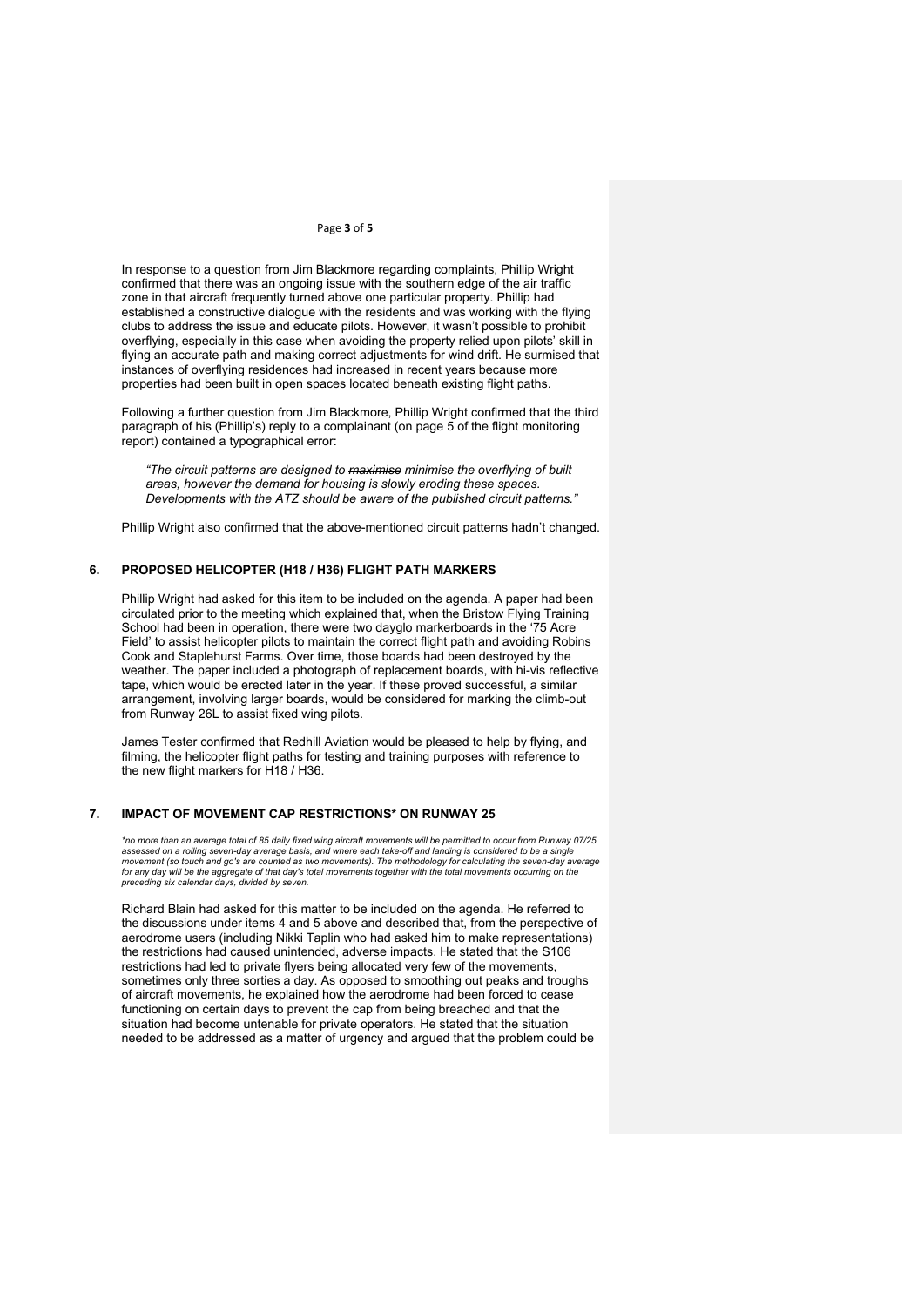In response to a question from Jim Blackmore regarding complaints, Phillip Wright confirmed that there was an ongoing issue with the southern edge of the air traffic zone in that aircraft frequently turned above one particular property. Phillip had established a constructive dialogue with the residents and was working with the flying clubs to address the issue and educate pilots. However, it wasn't possible to prohibit overflying, especially in this case when avoiding the property relied upon pilots' skill in flying an accurate path and making correct adjustments for wind drift. He surmised that instances of overflying residences had increased in recent years because more properties had been built in open spaces located beneath existing flight paths.

Following a further question from Jim Blackmore, Phillip Wright confirmed that the third paragraph of his (Phillip's) reply to a complainant (on page 5 of the flight monitoring report) contained a typographical error:

> *"The circuit patterns are designed to ~~maximise~~ minimise the overflying of built areas, however the demand for housing is slowly eroding these spaces. Developments with the ATZ should be aware of the published circuit patterns."*

Phillip Wright also confirmed that the above-mentioned circuit patterns hadn't changed.

## 6. PROPOSED HELICOPTER (H18 / H36) FLIGHT PATH MARKERS

Phillip Wright had asked for this item to be included on the agenda. A paper had been circulated prior to the meeting which explained that, when the Bristow Flying Training School had been in operation, there were two dayglo markerboards in the '75 Acre Field' to assist helicopter pilots to maintain the correct flight path and avoiding Robins Cook and Staplehurst Farms. Over time, those boards had been destroyed by the weather. The paper included a photograph of replacement boards, with hi-vis reflective tape, which would be erected later in the year. If these proved successful, a similar arrangement, involving larger boards, would be considered for marking the climb-out from Runway 26L to assist fixed wing pilots.

James Tester confirmed that Redhill Aviation would be pleased to help by flying, and filming, the helicopter flight paths for testing and training purposes with reference to the new flight markers for H18 / H36.

## 7. IMPACT OF MOVEMENT CAP RESTRICTIONS* ON RUNWAY 25

*\*no more than an average total of 85 daily fixed wing aircraft movements will be permitted to occur from Runway 07/25 assessed on a rolling seven-day average basis, and where each take-off and landing is considered to be a single movement (so touch and go's are counted as two movements). The methodology for calculating the seven-day average for any day will be the aggregate of that day's total movements together with the total movements occurring on the preceding six calendar days, divided by seven.*

Richard Blain had asked for this matter to be included on the agenda. He referred to the discussions under items 4 and 5 above and described that, from the perspective of aerodrome users (including Nikki Taplin who had asked him to make representations) the restrictions had caused unintended, adverse impacts. He stated that the S106 restrictions had led to private flyers being allocated very few of the movements, sometimes only three sorties a day. As opposed to smoothing out peaks and troughs of aircraft movements, he explained how the aerodrome had been forced to cease functioning on certain days to prevent the cap from being breached and that the situation had become untenable for private operators. He stated that the situation needed to be addressed as a matter of urgency and argued that the problem could be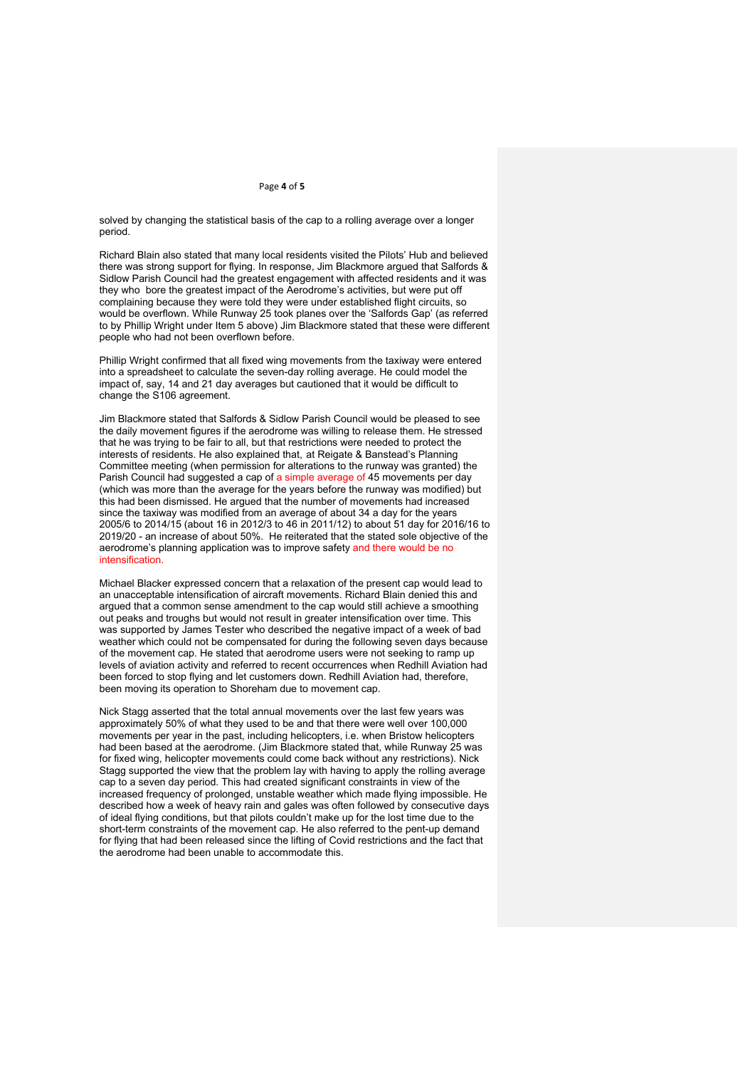solved by changing the statistical basis of the cap to a rolling average over a longer period.

Richard Blain also stated that many local residents visited the Pilots' Hub and believed there was strong support for flying. In response, Jim Blackmore argued that Salfords & Sidlow Parish Council had the greatest engagement with affected residents and it was they who bore the greatest impact of the Aerodrome's activities, but were put off complaining because they were told they were under established flight circuits, so would be overflown. While Runway 25 took planes over the 'Salfords Gap' (as referred to by Phillip Wright under Item 5 above) Jim Blackmore stated that these were different people who had not been overflown before.

Phillip Wright confirmed that all fixed wing movements from the taxiway were entered into a spreadsheet to calculate the seven-day rolling average. He could model the impact of, say, 14 and 21 day averages but cautioned that it would be difficult to change the S106 agreement.

Jim Blackmore stated that Salfords & Sidlow Parish Council would be pleased to see the daily movement figures if the aerodrome was willing to release them. He stressed that he was trying to be fair to all, but that restrictions were needed to protect the interests of residents. He also explained that, at Reigate & Banstead's Planning Committee meeting (when permission for alterations to the runway was granted) the Parish Council had suggested a cap of a simple average of 45 movements per day (which was more than the average for the years before the runway was modified) but this had been dismissed. He argued that the number of movements had increased since the taxiway was modified from an average of about 34 a day for the years 2005/6 to 2014/15 (about 16 in 2012/3 to 46 in 2011/12) to about 51 day for 2016/16 to 2019/20 - an increase of about 50%. He reiterated that the stated sole objective of the aerodrome's planning application was to improve safety and there would be no intensification.

Michael Blacker expressed concern that a relaxation of the present cap would lead to an unacceptable intensification of aircraft movements. Richard Blain denied this and argued that a common sense amendment to the cap would still achieve a smoothing out peaks and troughs but would not result in greater intensification over time. This was supported by James Tester who described the negative impact of a week of bad weather which could not be compensated for during the following seven days because of the movement cap. He stated that aerodrome users were not seeking to ramp up levels of aviation activity and referred to recent occurrences when Redhill Aviation had been forced to stop flying and let customers down. Redhill Aviation had, therefore, been moving its operation to Shoreham due to movement cap.

Nick Stagg asserted that the total annual movements over the last few years was approximately 50% of what they used to be and that there were well over 100,000 movements per year in the past, including helicopters, i.e. when Bristow helicopters had been based at the aerodrome. (Jim Blackmore stated that, while Runway 25 was for fixed wing, helicopter movements could come back without any restrictions). Nick Stagg supported the view that the problem lay with having to apply the rolling average cap to a seven day period. This had created significant constraints in view of the increased frequency of prolonged, unstable weather which made flying impossible. He described how a week of heavy rain and gales was often followed by consecutive days of ideal flying conditions, but that pilots couldn't make up for the lost time due to the short-term constraints of the movement cap. He also referred to the pent-up demand for flying that had been released since the lifting of Covid restrictions and the fact that the aerodrome had been unable to accommodate this.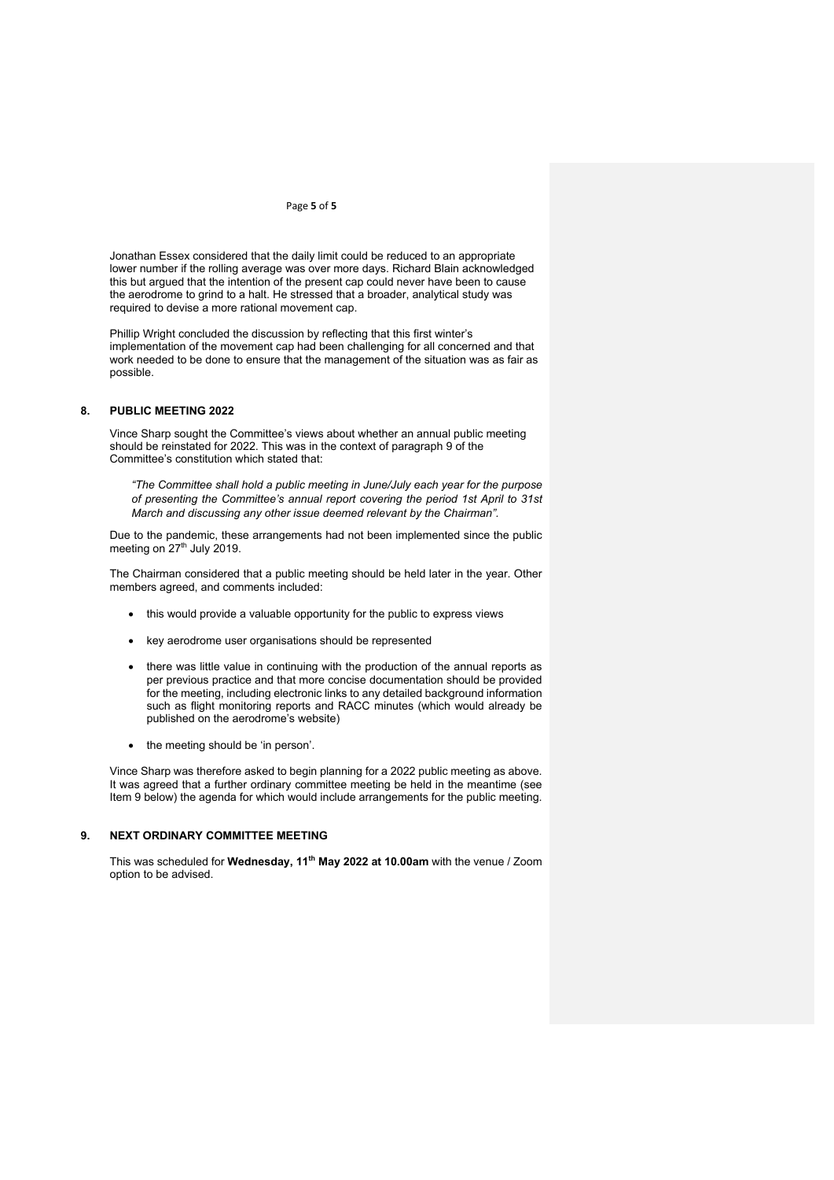Jonathan Essex considered that the daily limit could be reduced to an appropriate lower number if the rolling average was over more days. Richard Blain acknowledged this but argued that the intention of the present cap could never have been to cause the aerodrome to grind to a halt. He stressed that a broader, analytical study was required to devise a more rational movement cap.

Phillip Wright concluded the discussion by reflecting that this first winter's implementation of the movement cap had been challenging for all concerned and that work needed to be done to ensure that the management of the situation was as fair as possible.

## 8. PUBLIC MEETING 2022

Vince Sharp sought the Committee's views about whether an annual public meeting should be reinstated for 2022. This was in the context of paragraph 9 of the Committee's constitution which stated that:

> *"The Committee shall hold a public meeting in June/July each year for the purpose of presenting the Committee's annual report covering the period 1st April to 31st March and discussing any other issue deemed relevant by the Chairman".*

Due to the pandemic, these arrangements had not been implemented since the public meeting on 27th July 2019.

The Chairman considered that a public meeting should be held later in the year. Other members agreed, and comments included:

- this would provide a valuable opportunity for the public to express views
- key aerodrome user organisations should be represented
- there was little value in continuing with the production of the annual reports as per previous practice and that more concise documentation should be provided for the meeting, including electronic links to any detailed background information such as flight monitoring reports and RACC minutes (which would already be published on the aerodrome's website)
- the meeting should be 'in person'.

Vince Sharp was therefore asked to begin planning for a 2022 public meeting as above. It was agreed that a further ordinary committee meeting be held in the meantime (see Item 9 below) the agenda for which would include arrangements for the public meeting.

## 9. NEXT ORDINARY COMMITTEE MEETING

This was scheduled for **Wednesday, 11th May 2022 at 10.00am** with the venue / Zoom option to be advised.